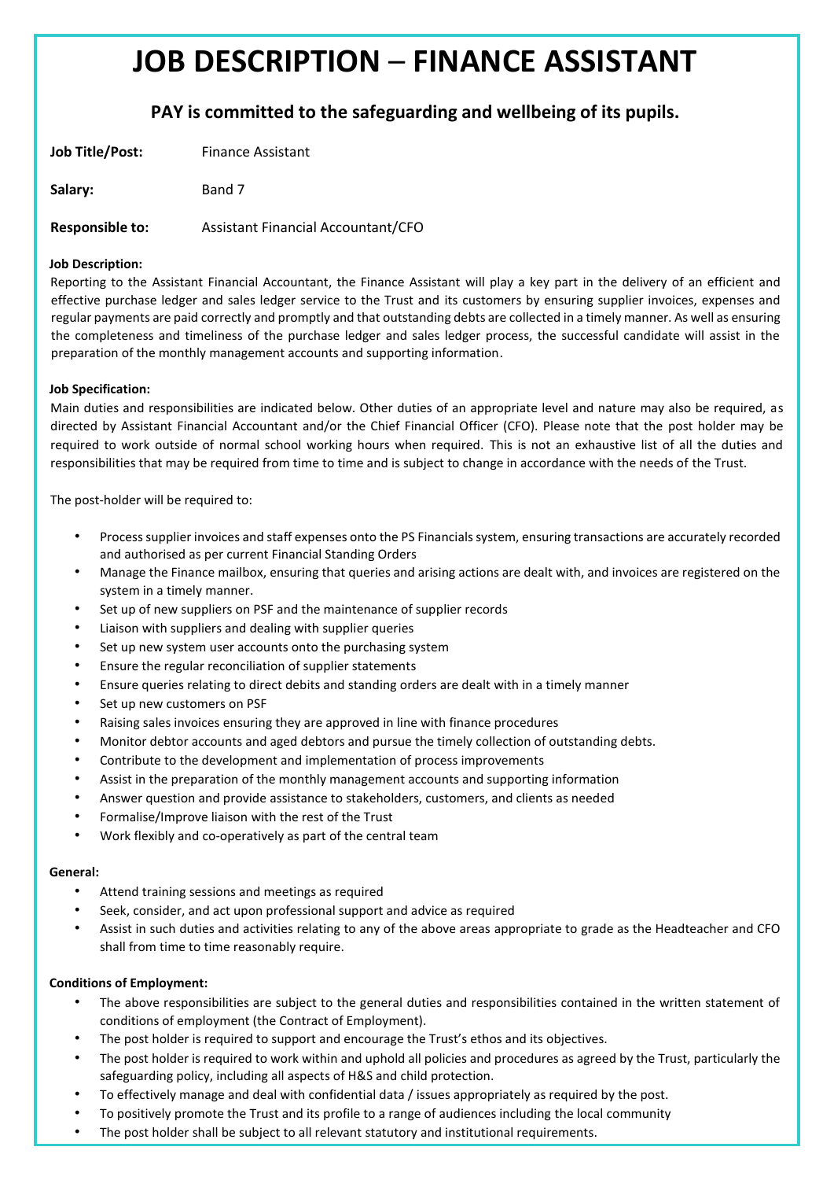# JOB DESCRIPTION – FINANCE ASSISTANT

## PAY is committed to the safeguarding and wellbeing of its pupils.

**Job Title/Post:** Finance Assistant

**Salary:** Band 7

**Responsible to:** Assistant Financial Accountant/CFO

**Job Description:**

Reporting to the Assistant Financial Accountant, the Finance Assistant will play a key part in the delivery of an efficient and effective purchase ledger and sales ledger service to the Trust and its customers by ensuring supplier invoices, expenses and regular payments are paid correctly and promptly and that outstanding debts are collected in a timely manner. As well as ensuring the completeness and timeliness of the purchase ledger and sales ledger process, the successful candidate will assist in the preparation of the monthly management accounts and supporting information.

**Job Specification:**

Main duties and responsibilities are indicated below. Other duties of an appropriate level and nature may also be required, as directed by Assistant Financial Accountant and/or the Chief Financial Officer (CFO). Please note that the post holder may be required to work outside of normal school working hours when required. This is not an exhaustive list of all the duties and responsibilities that may be required from time to time and is subject to change in accordance with the needs of the Trust.

The post-holder will be required to:

- Process supplier invoices and staff expenses onto the PS Financials system, ensuring transactions are accurately recorded and authorised as per current Financial Standing Orders
- Manage the Finance mailbox, ensuring that queries and arising actions are dealt with, and invoices are registered on the system in a timely manner.
- Set up of new suppliers on PSF and the maintenance of supplier records
- Liaison with suppliers and dealing with supplier queries
- Set up new system user accounts onto the purchasing system
- Ensure the regular reconciliation of supplier statements
- Ensure queries relating to direct debits and standing orders are dealt with in a timely manner
- Set up new customers on PSF
- Raising sales invoices ensuring they are approved in line with finance procedures
- Monitor debtor accounts and aged debtors and pursue the timely collection of outstanding debts.
- Contribute to the development and implementation of process improvements
- Assist in the preparation of the monthly management accounts and supporting information
- Answer question and provide assistance to stakeholders, customers, and clients as needed
- Formalise/Improve liaison with the rest of the Trust
- Work flexibly and co-operatively as part of the central team

**General:**

- Attend training sessions and meetings as required
- Seek, consider, and act upon professional support and advice as required
- Assist in such duties and activities relating to any of the above areas appropriate to grade as the Headteacher and CFO shall from time to time reasonably require.

**Conditions of Employment:**

- The above responsibilities are subject to the general duties and responsibilities contained in the written statement of conditions of employment (the Contract of Employment).
- The post holder is required to support and encourage the Trust's ethos and its objectives.
- The post holder is required to work within and uphold all policies and procedures as agreed by the Trust, particularly the safeguarding policy, including all aspects of H&S and child protection.
- To effectively manage and deal with confidential data / issues appropriately as required by the post.
- To positively promote the Trust and its profile to a range of audiences including the local community
- The post holder shall be subject to all relevant statutory and institutional requirements.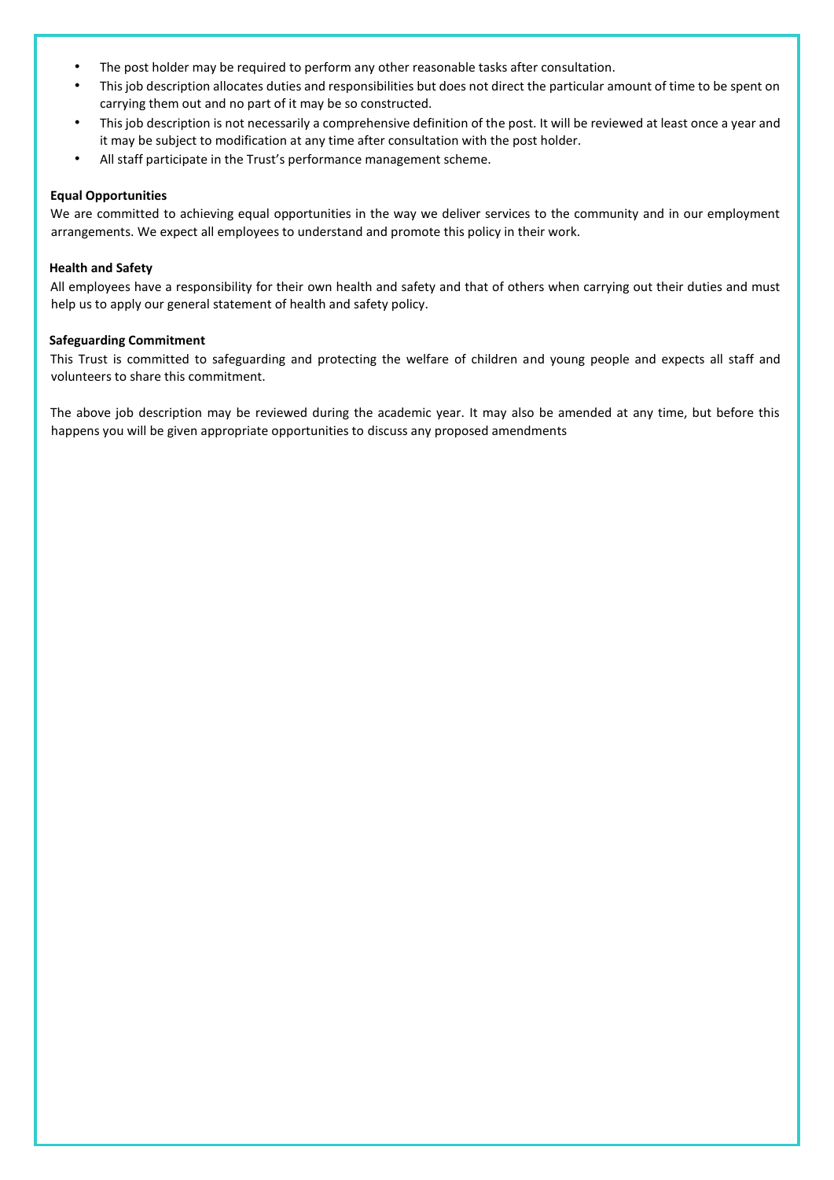- The post holder may be required to perform any other reasonable tasks after consultation.
- This job description allocates duties and responsibilities but does not direct the particular amount of time to be spent on carrying them out and no part of it may be so constructed.
- This job description is not necessarily a comprehensive definition of the post. It will be reviewed at least once a year and it may be subject to modification at any time after consultation with the post holder.
- All staff participate in the Trust's performance management scheme.

**Equal Opportunities**

We are committed to achieving equal opportunities in the way we deliver services to the community and in our employment arrangements. We expect all employees to understand and promote this policy in their work.

**Health and Safety**

All employees have a responsibility for their own health and safety and that of others when carrying out their duties and must help us to apply our general statement of health and safety policy.

**Safeguarding Commitment**

This Trust is committed to safeguarding and protecting the welfare of children and young people and expects all staff and volunteers to share this commitment.

The above job description may be reviewed during the academic year. It may also be amended at any time, but before this happens you will be given appropriate opportunities to discuss any proposed amendments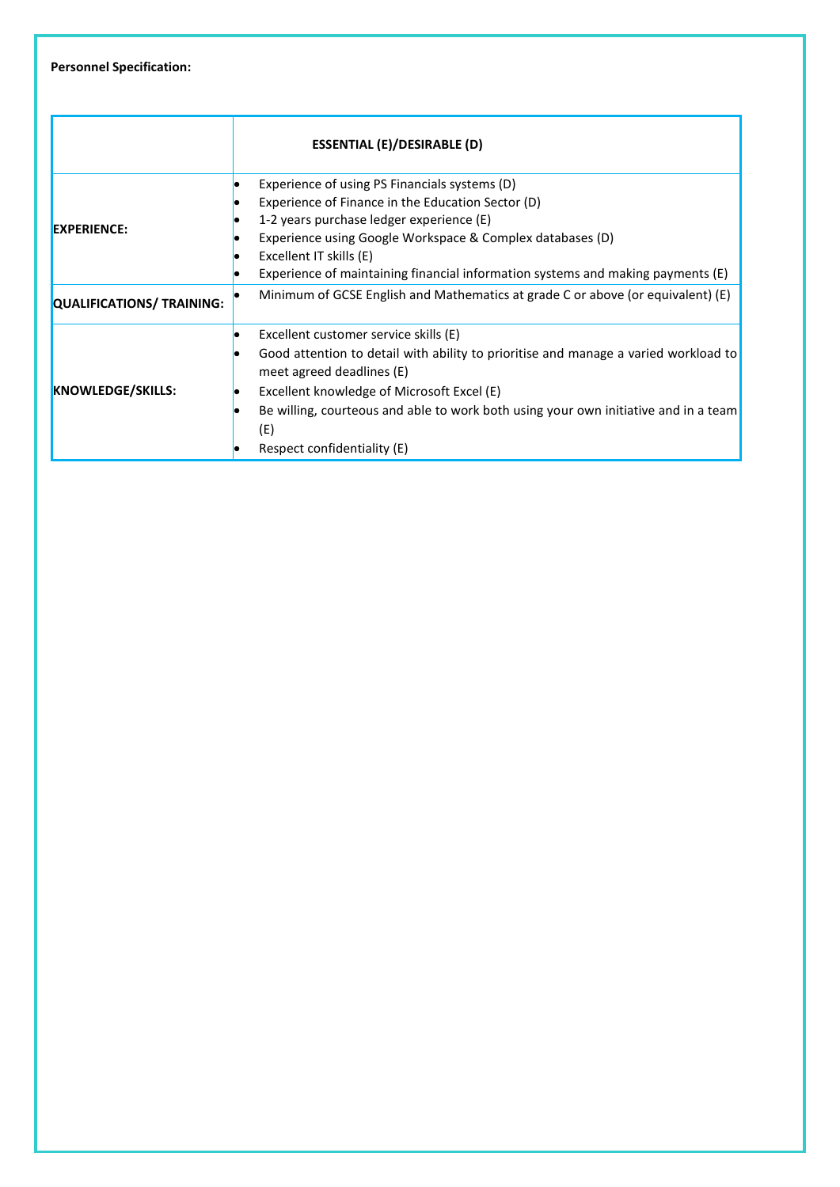**Personnel Specification:**

| | ESSENTIAL (E)/DESIRABLE (D) |
|---|---|
| **EXPERIENCE:** | • Experience of using PS Financials systems (D)<br>• Experience of Finance in the Education Sector (D)<br>• 1-2 years purchase ledger experience (E)<br>• Experience using Google Workspace & Complex databases (D)<br>• Excellent IT skills (E)<br>• Experience of maintaining financial information systems and making payments (E) |
| **QUALIFICATIONS/ TRAINING:** | • Minimum of GCSE English and Mathematics at grade C or above (or equivalent) (E) |
| **KNOWLEDGE/SKILLS:** | • Excellent customer service skills (E)<br>• Good attention to detail with ability to prioritise and manage a varied workload to meet agreed deadlines (E)<br>• Excellent knowledge of Microsoft Excel (E)<br>• Be willing, courteous and able to work both using your own initiative and in a team (E)<br>• Respect confidentiality (E) |